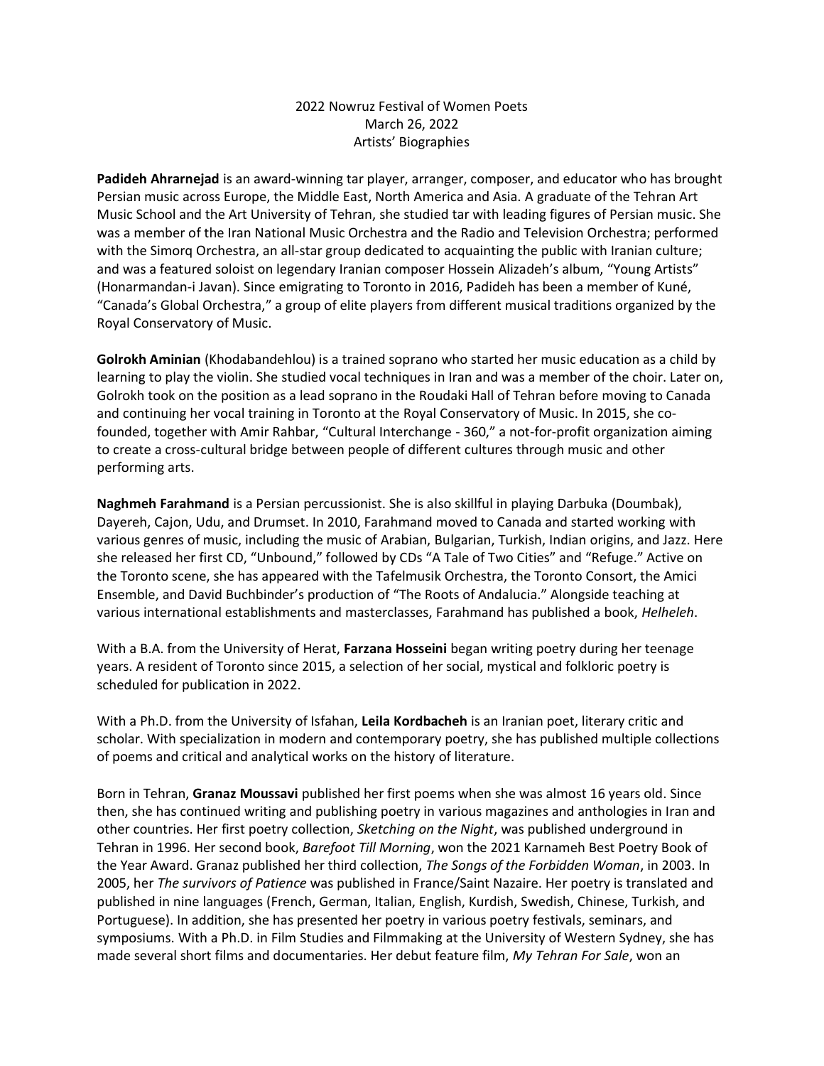2022 Nowruz Festival of Women Poets
March 26, 2022
Artists' Biographies

**Padideh Ahrarnejad** is an award-winning tar player, arranger, composer, and educator who has brought Persian music across Europe, the Middle East, North America and Asia. A graduate of the Tehran Art Music School and the Art University of Tehran, she studied tar with leading figures of Persian music. She was a member of the Iran National Music Orchestra and the Radio and Television Orchestra; performed with the Simorq Orchestra, an all-star group dedicated to acquainting the public with Iranian culture; and was a featured soloist on legendary Iranian composer Hossein Alizadeh's album, "Young Artists" (Honarmandan-i Javan). Since emigrating to Toronto in 2016, Padideh has been a member of Kuné, "Canada's Global Orchestra," a group of elite players from different musical traditions organized by the Royal Conservatory of Music.

**Golrokh Aminian** (Khodabandehlou) is a trained soprano who started her music education as a child by learning to play the violin. She studied vocal techniques in Iran and was a member of the choir. Later on, Golrokh took on the position as a lead soprano in the Roudaki Hall of Tehran before moving to Canada and continuing her vocal training in Toronto at the Royal Conservatory of Music. In 2015, she co-founded, together with Amir Rahbar, "Cultural Interchange - 360," a not-for-profit organization aiming to create a cross-cultural bridge between people of different cultures through music and other performing arts.

**Naghmeh Farahmand** is a Persian percussionist. She is also skillful in playing Darbuka (Doumbak), Dayereh, Cajon, Udu, and Drumset. In 2010, Farahmand moved to Canada and started working with various genres of music, including the music of Arabian, Bulgarian, Turkish, Indian origins, and Jazz. Here she released her first CD, "Unbound," followed by CDs "A Tale of Two Cities" and "Refuge." Active on the Toronto scene, she has appeared with the Tafelmusik Orchestra, the Toronto Consort, the Amici Ensemble, and David Buchbinder's production of "The Roots of Andalucia." Alongside teaching at various international establishments and masterclasses, Farahmand has published a book, *Helheleh*.

With a B.A. from the University of Herat, **Farzana Hosseini** began writing poetry during her teenage years. A resident of Toronto since 2015, a selection of her social, mystical and folkloric poetry is scheduled for publication in 2022.

With a Ph.D. from the University of Isfahan, **Leila Kordbacheh** is an Iranian poet, literary critic and scholar. With specialization in modern and contemporary poetry, she has published multiple collections of poems and critical and analytical works on the history of literature.

Born in Tehran, **Granaz Moussavi** published her first poems when she was almost 16 years old. Since then, she has continued writing and publishing poetry in various magazines and anthologies in Iran and other countries. Her first poetry collection, *Sketching on the Night*, was published underground in Tehran in 1996. Her second book, *Barefoot Till Morning*, won the 2021 Karnameh Best Poetry Book of the Year Award. Granaz published her third collection, *The Songs of the Forbidden Woman*, in 2003. In 2005, her *The survivors of Patience* was published in France/Saint Nazaire. Her poetry is translated and published in nine languages (French, German, Italian, English, Kurdish, Swedish, Chinese, Turkish, and Portuguese). In addition, she has presented her poetry in various poetry festivals, seminars, and symposiums. With a Ph.D. in Film Studies and Filmmaking at the University of Western Sydney, she has made several short films and documentaries. Her debut feature film, *My Tehran For Sale*, won an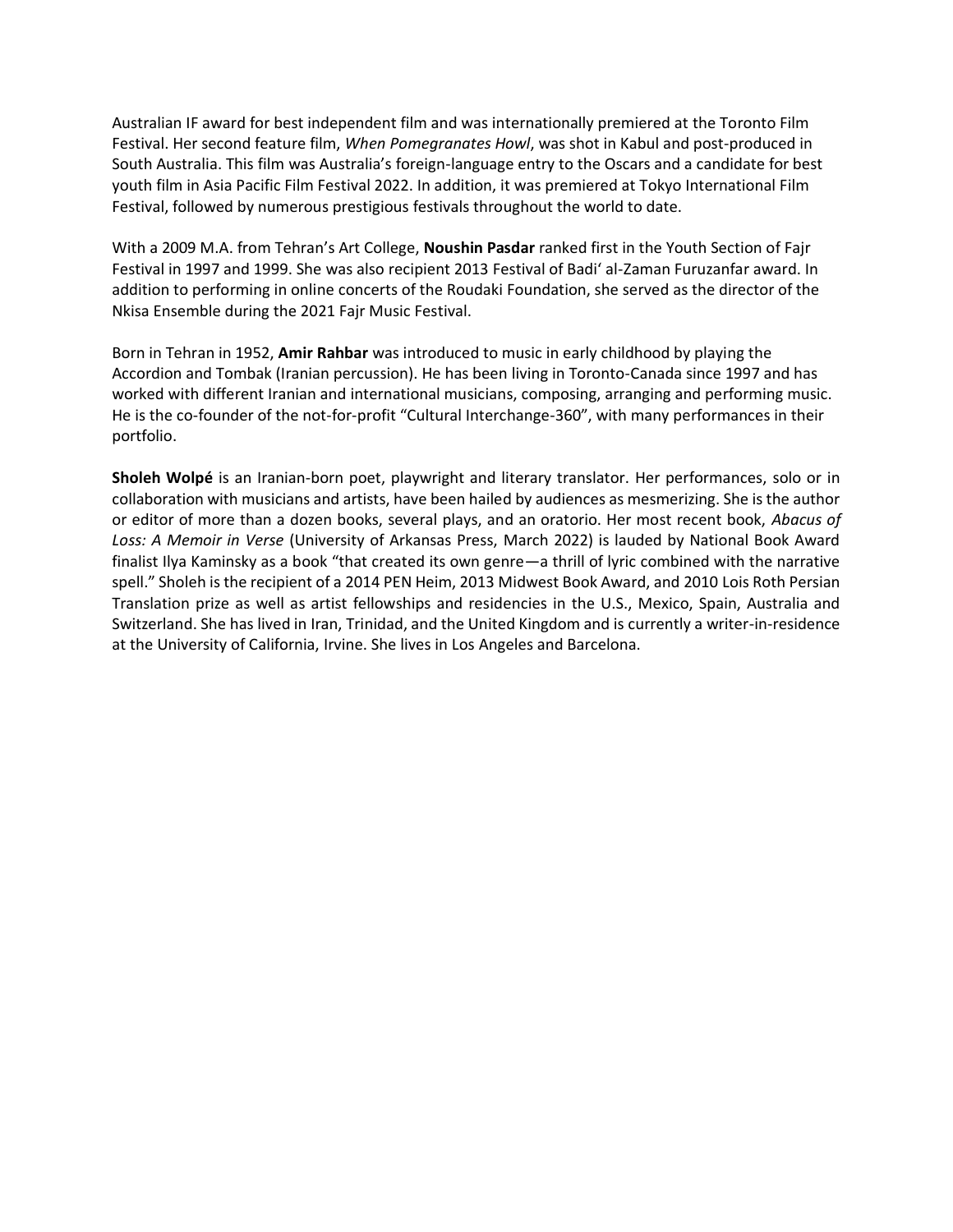Australian IF award for best independent film and was internationally premiered at the Toronto Film Festival. Her second feature film, *When Pomegranates Howl*, was shot in Kabul and post-produced in South Australia. This film was Australia's foreign-language entry to the Oscars and a candidate for best youth film in Asia Pacific Film Festival 2022. In addition, it was premiered at Tokyo International Film Festival, followed by numerous prestigious festivals throughout the world to date.

With a 2009 M.A. from Tehran's Art College, **Noushin Pasdar** ranked first in the Youth Section of Fajr Festival in 1997 and 1999. She was also recipient 2013 Festival of Badi' al-Zaman Furuzanfar award. In addition to performing in online concerts of the Roudaki Foundation, she served as the director of the Nkisa Ensemble during the 2021 Fajr Music Festival.

Born in Tehran in 1952, **Amir Rahbar** was introduced to music in early childhood by playing the Accordion and Tombak (Iranian percussion). He has been living in Toronto-Canada since 1997 and has worked with different Iranian and international musicians, composing, arranging and performing music. He is the co-founder of the not-for-profit "Cultural Interchange-360", with many performances in their portfolio.

**Sholeh Wolpé** is an Iranian-born poet, playwright and literary translator. Her performances, solo or in collaboration with musicians and artists, have been hailed by audiences as mesmerizing. She is the author or editor of more than a dozen books, several plays, and an oratorio. Her most recent book, *Abacus of Loss: A Memoir in Verse* (University of Arkansas Press, March 2022) is lauded by National Book Award finalist Ilya Kaminsky as a book "that created its own genre—a thrill of lyric combined with the narrative spell." Sholeh is the recipient of a 2014 PEN Heim, 2013 Midwest Book Award, and 2010 Lois Roth Persian Translation prize as well as artist fellowships and residencies in the U.S., Mexico, Spain, Australia and Switzerland. She has lived in Iran, Trinidad, and the United Kingdom and is currently a writer-in-residence at the University of California, Irvine. She lives in Los Angeles and Barcelona.